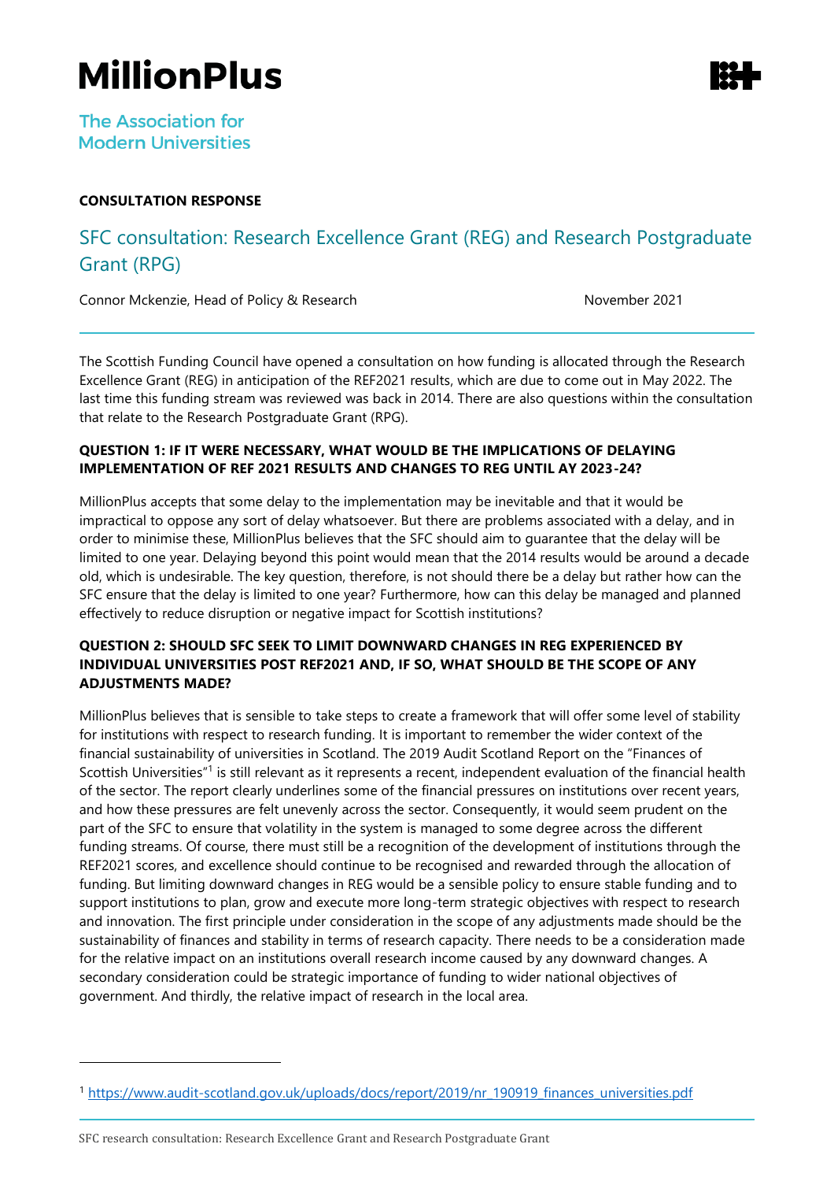# MillionPlus

The Association for Modern Universities

**CONSULTATION RESPONSE**

## SFC consultation: Research Excellence Grant (REG) and Research Postgraduate Grant (RPG)

Connor Mckenzie, Head of Policy & Research

November 2021

The Scottish Funding Council have opened a consultation on how funding is allocated through the Research Excellence Grant (REG) in anticipation of the REF2021 results, which are due to come out in May 2022. The last time this funding stream was reviewed was back in 2014. There are also questions within the consultation that relate to the Research Postgraduate Grant (RPG).

### QUESTION 1: IF IT WERE NECESSARY, WHAT WOULD BE THE IMPLICATIONS OF DELAYING IMPLEMENTATION OF REF 2021 RESULTS AND CHANGES TO REG UNTIL AY 2023-24?

MillionPlus accepts that some delay to the implementation may be inevitable and that it would be impractical to oppose any sort of delay whatsoever. But there are problems associated with a delay, and in order to minimise these, MillionPlus believes that the SFC should aim to guarantee that the delay will be limited to one year. Delaying beyond this point would mean that the 2014 results would be around a decade old, which is undesirable. The key question, therefore, is not should there be a delay but rather how can the SFC ensure that the delay is limited to one year? Furthermore, how can this delay be managed and planned effectively to reduce disruption or negative impact for Scottish institutions?

### QUESTION 2: SHOULD SFC SEEK TO LIMIT DOWNWARD CHANGES IN REG EXPERIENCED BY INDIVIDUAL UNIVERSITIES POST REF2021 AND, IF SO, WHAT SHOULD BE THE SCOPE OF ANY ADJUSTMENTS MADE?

MillionPlus believes that is sensible to take steps to create a framework that will offer some level of stability for institutions with respect to research funding. It is important to remember the wider context of the financial sustainability of universities in Scotland. The 2019 Audit Scotland Report on the "Finances of Scottish Universities"[1] is still relevant as it represents a recent, independent evaluation of the financial health of the sector. The report clearly underlines some of the financial pressures on institutions over recent years, and how these pressures are felt unevenly across the sector. Consequently, it would seem prudent on the part of the SFC to ensure that volatility in the system is managed to some degree across the different funding streams. Of course, there must still be a recognition of the development of institutions through the REF2021 scores, and excellence should continue to be recognised and rewarded through the allocation of funding. But limiting downward changes in REG would be a sensible policy to ensure stable funding and to support institutions to plan, grow and execute more long-term strategic objectives with respect to research and innovation. The first principle under consideration in the scope of any adjustments made should be the sustainability of finances and stability in terms of research capacity. There needs to be a consideration made for the relative impact on an institutions overall research income caused by any downward changes. A secondary consideration could be strategic importance of funding to wider national objectives of government. And thirdly, the relative impact of research in the local area.

---

[1] https://www.audit-scotland.gov.uk/uploads/docs/report/2019/nr_190919_finances_universities.pdf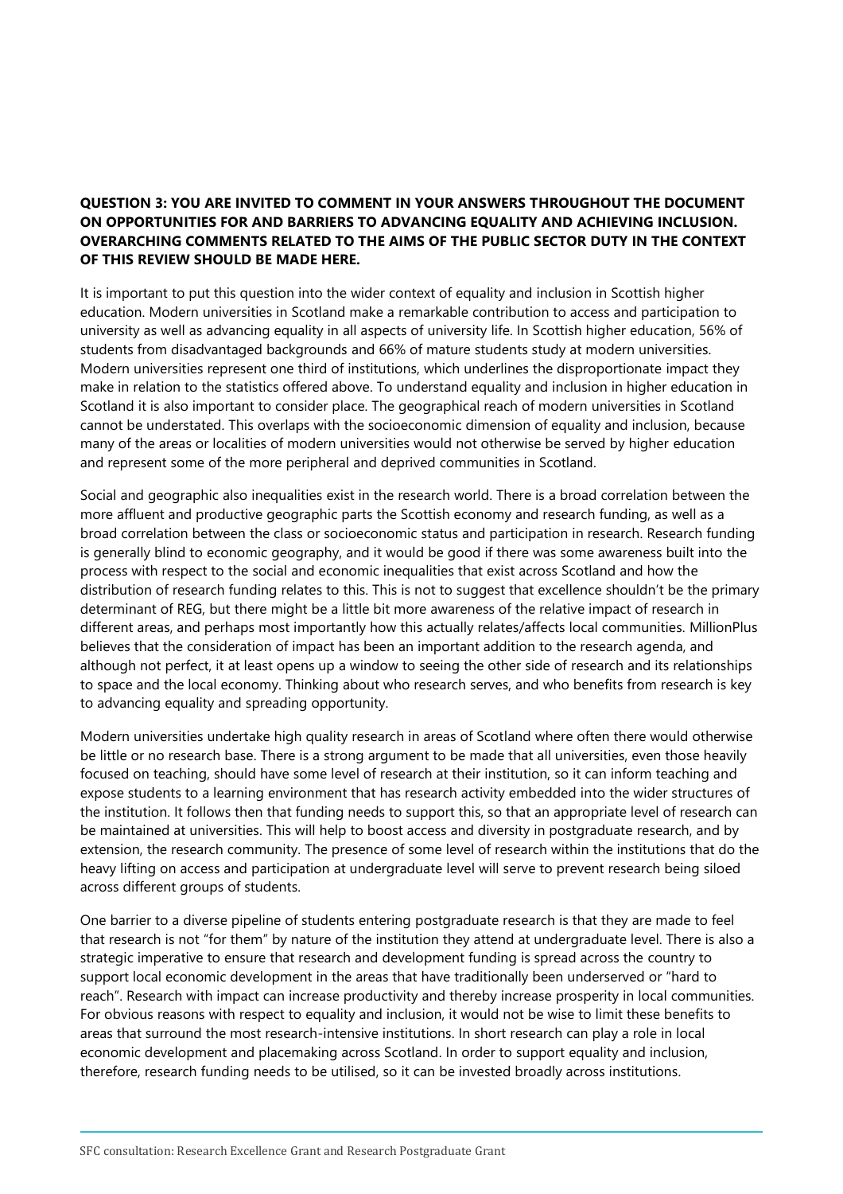**QUESTION 3: YOU ARE INVITED TO COMMENT IN YOUR ANSWERS THROUGHOUT THE DOCUMENT ON OPPORTUNITIES FOR AND BARRIERS TO ADVANCING EQUALITY AND ACHIEVING INCLUSION. OVERARCHING COMMENTS RELATED TO THE AIMS OF THE PUBLIC SECTOR DUTY IN THE CONTEXT OF THIS REVIEW SHOULD BE MADE HERE.**

It is important to put this question into the wider context of equality and inclusion in Scottish higher education. Modern universities in Scotland make a remarkable contribution to access and participation to university as well as advancing equality in all aspects of university life. In Scottish higher education, 56% of students from disadvantaged backgrounds and 66% of mature students study at modern universities. Modern universities represent one third of institutions, which underlines the disproportionate impact they make in relation to the statistics offered above. To understand equality and inclusion in higher education in Scotland it is also important to consider place. The geographical reach of modern universities in Scotland cannot be understated. This overlaps with the socioeconomic dimension of equality and inclusion, because many of the areas or localities of modern universities would not otherwise be served by higher education and represent some of the more peripheral and deprived communities in Scotland.

Social and geographic also inequalities exist in the research world. There is a broad correlation between the more affluent and productive geographic parts the Scottish economy and research funding, as well as a broad correlation between the class or socioeconomic status and participation in research. Research funding is generally blind to economic geography, and it would be good if there was some awareness built into the process with respect to the social and economic inequalities that exist across Scotland and how the distribution of research funding relates to this. This is not to suggest that excellence shouldn't be the primary determinant of REG, but there might be a little bit more awareness of the relative impact of research in different areas, and perhaps most importantly how this actually relates/affects local communities. MillionPlus believes that the consideration of impact has been an important addition to the research agenda, and although not perfect, it at least opens up a window to seeing the other side of research and its relationships to space and the local economy. Thinking about who research serves, and who benefits from research is key to advancing equality and spreading opportunity.

Modern universities undertake high quality research in areas of Scotland where often there would otherwise be little or no research base. There is a strong argument to be made that all universities, even those heavily focused on teaching, should have some level of research at their institution, so it can inform teaching and expose students to a learning environment that has research activity embedded into the wider structures of the institution. It follows then that funding needs to support this, so that an appropriate level of research can be maintained at universities. This will help to boost access and diversity in postgraduate research, and by extension, the research community. The presence of some level of research within the institutions that do the heavy lifting on access and participation at undergraduate level will serve to prevent research being siloed across different groups of students.

One barrier to a diverse pipeline of students entering postgraduate research is that they are made to feel that research is not "for them" by nature of the institution they attend at undergraduate level. There is also a strategic imperative to ensure that research and development funding is spread across the country to support local economic development in the areas that have traditionally been underserved or "hard to reach". Research with impact can increase productivity and thereby increase prosperity in local communities. For obvious reasons with respect to equality and inclusion, it would not be wise to limit these benefits to areas that surround the most research-intensive institutions. In short research can play a role in local economic development and placemaking across Scotland. In order to support equality and inclusion, therefore, research funding needs to be utilised, so it can be invested broadly across institutions.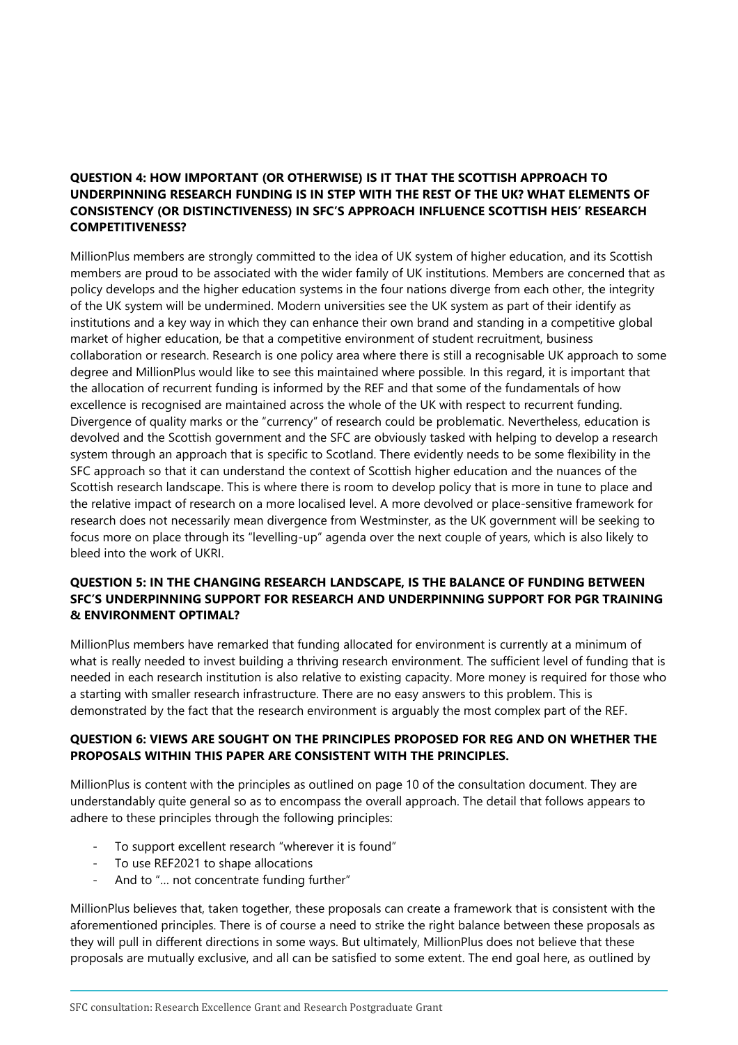**QUESTION 4: HOW IMPORTANT (OR OTHERWISE) IS IT THAT THE SCOTTISH APPROACH TO UNDERPINNING RESEARCH FUNDING IS IN STEP WITH THE REST OF THE UK? WHAT ELEMENTS OF CONSISTENCY (OR DISTINCTIVENESS) IN SFC'S APPROACH INFLUENCE SCOTTISH HEIS' RESEARCH COMPETITIVENESS?**

MillionPlus members are strongly committed to the idea of UK system of higher education, and its Scottish members are proud to be associated with the wider family of UK institutions. Members are concerned that as policy develops and the higher education systems in the four nations diverge from each other, the integrity of the UK system will be undermined. Modern universities see the UK system as part of their identify as institutions and a key way in which they can enhance their own brand and standing in a competitive global market of higher education, be that a competitive environment of student recruitment, business collaboration or research. Research is one policy area where there is still a recognisable UK approach to some degree and MillionPlus would like to see this maintained where possible. In this regard, it is important that the allocation of recurrent funding is informed by the REF and that some of the fundamentals of how excellence is recognised are maintained across the whole of the UK with respect to recurrent funding. Divergence of quality marks or the "currency" of research could be problematic. Nevertheless, education is devolved and the Scottish government and the SFC are obviously tasked with helping to develop a research system through an approach that is specific to Scotland. There evidently needs to be some flexibility in the SFC approach so that it can understand the context of Scottish higher education and the nuances of the Scottish research landscape. This is where there is room to develop policy that is more in tune to place and the relative impact of research on a more localised level. A more devolved or place-sensitive framework for research does not necessarily mean divergence from Westminster, as the UK government will be seeking to focus more on place through its "levelling-up" agenda over the next couple of years, which is also likely to bleed into the work of UKRI.

**QUESTION 5: IN THE CHANGING RESEARCH LANDSCAPE, IS THE BALANCE OF FUNDING BETWEEN SFC'S UNDERPINNING SUPPORT FOR RESEARCH AND UNDERPINNING SUPPORT FOR PGR TRAINING & ENVIRONMENT OPTIMAL?**

MillionPlus members have remarked that funding allocated for environment is currently at a minimum of what is really needed to invest building a thriving research environment. The sufficient level of funding that is needed in each research institution is also relative to existing capacity. More money is required for those who a starting with smaller research infrastructure. There are no easy answers to this problem. This is demonstrated by the fact that the research environment is arguably the most complex part of the REF.

**QUESTION 6: VIEWS ARE SOUGHT ON THE PRINCIPLES PROPOSED FOR REG AND ON WHETHER THE PROPOSALS WITHIN THIS PAPER ARE CONSISTENT WITH THE PRINCIPLES.**

MillionPlus is content with the principles as outlined on page 10 of the consultation document. They are understandably quite general so as to encompass the overall approach. The detail that follows appears to adhere to these principles through the following principles:

- To support excellent research "wherever it is found"
- To use REF2021 to shape allocations
- And to "… not concentrate funding further"

MillionPlus believes that, taken together, these proposals can create a framework that is consistent with the aforementioned principles. There is of course a need to strike the right balance between these proposals as they will pull in different directions in some ways. But ultimately, MillionPlus does not believe that these proposals are mutually exclusive, and all can be satisfied to some extent. The end goal here, as outlined by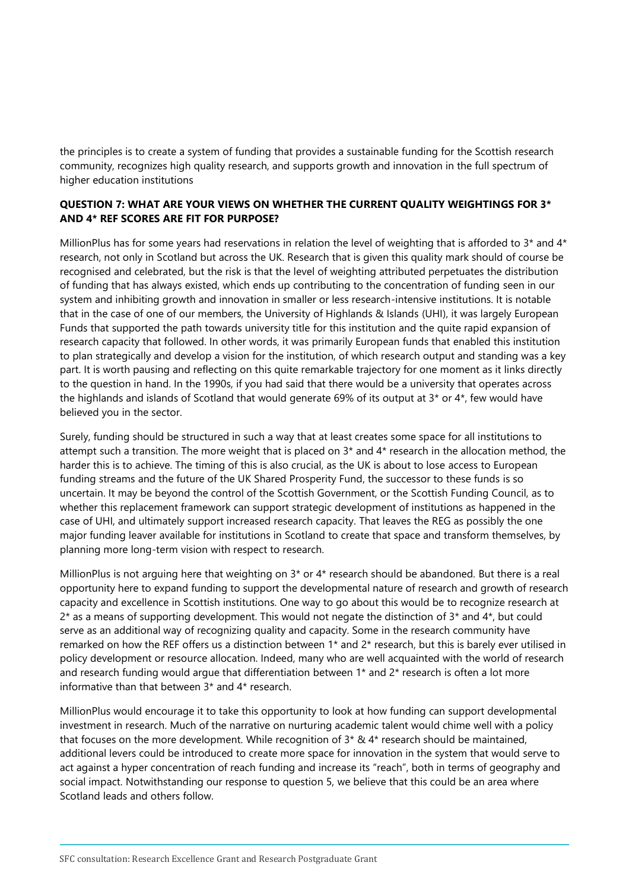the principles is to create a system of funding that provides a sustainable funding for the Scottish research community, recognizes high quality research, and supports growth and innovation in the full spectrum of higher education institutions

**QUESTION 7: WHAT ARE YOUR VIEWS ON WHETHER THE CURRENT QUALITY WEIGHTINGS FOR 3* AND 4* REF SCORES ARE FIT FOR PURPOSE?**

MillionPlus has for some years had reservations in relation the level of weighting that is afforded to 3* and 4* research, not only in Scotland but across the UK. Research that is given this quality mark should of course be recognised and celebrated, but the risk is that the level of weighting attributed perpetuates the distribution of funding that has always existed, which ends up contributing to the concentration of funding seen in our system and inhibiting growth and innovation in smaller or less research-intensive institutions. It is notable that in the case of one of our members, the University of Highlands & Islands (UHI), it was largely European Funds that supported the path towards university title for this institution and the quite rapid expansion of research capacity that followed. In other words, it was primarily European funds that enabled this institution to plan strategically and develop a vision for the institution, of which research output and standing was a key part. It is worth pausing and reflecting on this quite remarkable trajectory for one moment as it links directly to the question in hand. In the 1990s, if you had said that there would be a university that operates across the highlands and islands of Scotland that would generate 69% of its output at 3* or 4*, few would have believed you in the sector.

Surely, funding should be structured in such a way that at least creates some space for all institutions to attempt such a transition. The more weight that is placed on 3* and 4* research in the allocation method, the harder this is to achieve. The timing of this is also crucial, as the UK is about to lose access to European funding streams and the future of the UK Shared Prosperity Fund, the successor to these funds is so uncertain. It may be beyond the control of the Scottish Government, or the Scottish Funding Council, as to whether this replacement framework can support strategic development of institutions as happened in the case of UHI, and ultimately support increased research capacity. That leaves the REG as possibly the one major funding leaver available for institutions in Scotland to create that space and transform themselves, by planning more long-term vision with respect to research.

MillionPlus is not arguing here that weighting on 3* or 4* research should be abandoned. But there is a real opportunity here to expand funding to support the developmental nature of research and growth of research capacity and excellence in Scottish institutions. One way to go about this would be to recognize research at 2* as a means of supporting development. This would not negate the distinction of 3* and 4*, but could serve as an additional way of recognizing quality and capacity. Some in the research community have remarked on how the REF offers us a distinction between 1* and 2* research, but this is barely ever utilised in policy development or resource allocation. Indeed, many who are well acquainted with the world of research and research funding would argue that differentiation between 1* and 2* research is often a lot more informative than that between 3* and 4* research.

MillionPlus would encourage it to take this opportunity to look at how funding can support developmental investment in research. Much of the narrative on nurturing academic talent would chime well with a policy that focuses on the more development. While recognition of 3* & 4* research should be maintained, additional levers could be introduced to create more space for innovation in the system that would serve to act against a hyper concentration of reach funding and increase its "reach", both in terms of geography and social impact. Notwithstanding our response to question 5, we believe that this could be an area where Scotland leads and others follow.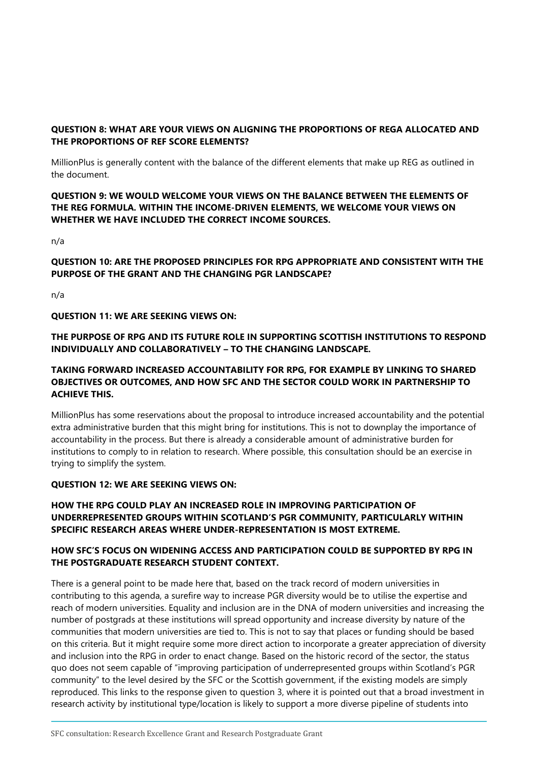**QUESTION 8: WHAT ARE YOUR VIEWS ON ALIGNING THE PROPORTIONS OF REGA ALLOCATED AND THE PROPORTIONS OF REF SCORE ELEMENTS?**

MillionPlus is generally content with the balance of the different elements that make up REG as outlined in the document.

**QUESTION 9: WE WOULD WELCOME YOUR VIEWS ON THE BALANCE BETWEEN THE ELEMENTS OF THE REG FORMULA. WITHIN THE INCOME-DRIVEN ELEMENTS, WE WELCOME YOUR VIEWS ON WHETHER WE HAVE INCLUDED THE CORRECT INCOME SOURCES.**

n/a

**QUESTION 10: ARE THE PROPOSED PRINCIPLES FOR RPG APPROPRIATE AND CONSISTENT WITH THE PURPOSE OF THE GRANT AND THE CHANGING PGR LANDSCAPE?**

n/a

**QUESTION 11: WE ARE SEEKING VIEWS ON:**

**THE PURPOSE OF RPG AND ITS FUTURE ROLE IN SUPPORTING SCOTTISH INSTITUTIONS TO RESPOND INDIVIDUALLY AND COLLABORATIVELY – TO THE CHANGING LANDSCAPE.**

**TAKING FORWARD INCREASED ACCOUNTABILITY FOR RPG, FOR EXAMPLE BY LINKING TO SHARED OBJECTIVES OR OUTCOMES, AND HOW SFC AND THE SECTOR COULD WORK IN PARTNERSHIP TO ACHIEVE THIS.**

MillionPlus has some reservations about the proposal to introduce increased accountability and the potential extra administrative burden that this might bring for institutions. This is not to downplay the importance of accountability in the process. But there is already a considerable amount of administrative burden for institutions to comply to in relation to research. Where possible, this consultation should be an exercise in trying to simplify the system.

**QUESTION 12: WE ARE SEEKING VIEWS ON:**

**HOW THE RPG COULD PLAY AN INCREASED ROLE IN IMPROVING PARTICIPATION OF UNDERREPRESENTED GROUPS WITHIN SCOTLAND'S PGR COMMUNITY, PARTICULARLY WITHIN SPECIFIC RESEARCH AREAS WHERE UNDER-REPRESENTATION IS MOST EXTREME.**

**HOW SFC'S FOCUS ON WIDENING ACCESS AND PARTICIPATION COULD BE SUPPORTED BY RPG IN THE POSTGRADUATE RESEARCH STUDENT CONTEXT.**

There is a general point to be made here that, based on the track record of modern universities in contributing to this agenda, a surefire way to increase PGR diversity would be to utilise the expertise and reach of modern universities. Equality and inclusion are in the DNA of modern universities and increasing the number of postgrads at these institutions will spread opportunity and increase diversity by nature of the communities that modern universities are tied to. This is not to say that places or funding should be based on this criteria. But it might require some more direct action to incorporate a greater appreciation of diversity and inclusion into the RPG in order to enact change. Based on the historic record of the sector, the status quo does not seem capable of "improving participation of underrepresented groups within Scotland's PGR community" to the level desired by the SFC or the Scottish government, if the existing models are simply reproduced. This links to the response given to question 3, where it is pointed out that a broad investment in research activity by institutional type/location is likely to support a more diverse pipeline of students into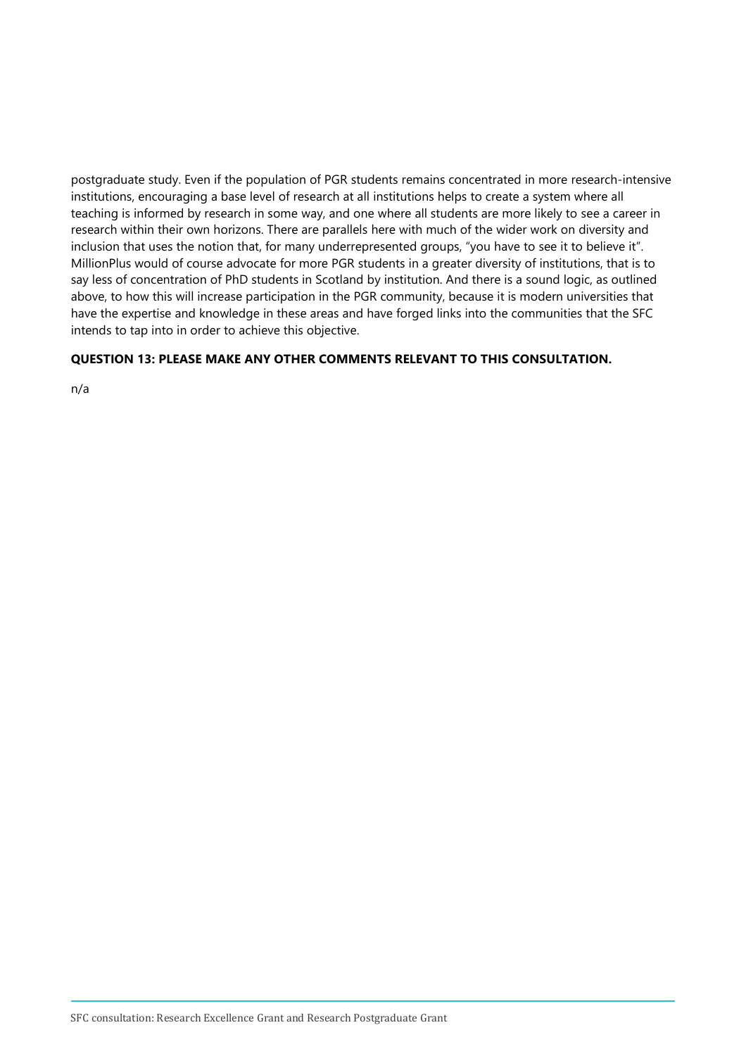postgraduate study. Even if the population of PGR students remains concentrated in more research-intensive institutions, encouraging a base level of research at all institutions helps to create a system where all teaching is informed by research in some way, and one where all students are more likely to see a career in research within their own horizons. There are parallels here with much of the wider work on diversity and inclusion that uses the notion that, for many underrepresented groups, "you have to see it to believe it". MillionPlus would of course advocate for more PGR students in a greater diversity of institutions, that is to say less of concentration of PhD students in Scotland by institution. And there is a sound logic, as outlined above, to how this will increase participation in the PGR community, because it is modern universities that have the expertise and knowledge in these areas and have forged links into the communities that the SFC intends to tap into in order to achieve this objective.

**QUESTION 13: PLEASE MAKE ANY OTHER COMMENTS RELEVANT TO THIS CONSULTATION.**

n/a